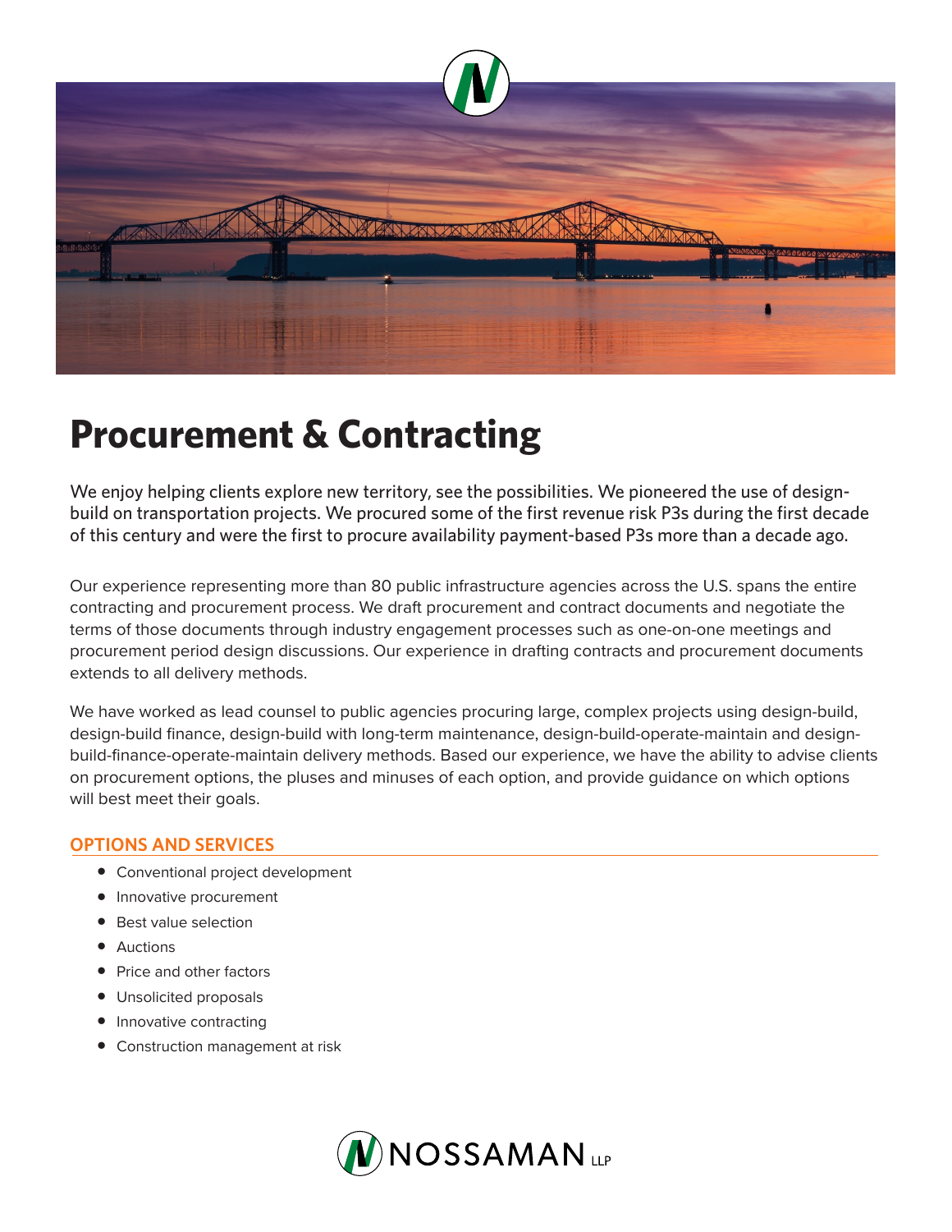# Procurement & Contracting

We enjoy helping clients explore new territory, see the possibilities. We pioneered the use of design-build on transportation projects. We procured some of the first revenue risk P3s during the first decade of this century and were the first to procure availability payment-based P3s more than a decade ago.

Our experience representing more than 80 public infrastructure agencies across the U.S. spans the entire contracting and procurement process. We draft procurement and contract documents and negotiate the terms of those documents through industry engagement processes such as one-on-one meetings and procurement period design discussions. Our experience in drafting contracts and procurement documents extends to all delivery methods.

We have worked as lead counsel to public agencies procuring large, complex projects using design-build, design-build finance, design-build with long-term maintenance, design-build-operate-maintain and design-build-finance-operate-maintain delivery methods. Based our experience, we have the ability to advise clients on procurement options, the pluses and minuses of each option, and provide guidance on which options will best meet their goals.

## OPTIONS AND SERVICES

- Conventional project development
- Innovative procurement
- Best value selection
- Auctions
- Price and other factors
- Unsolicited proposals
- Innovative contracting
- Construction management at risk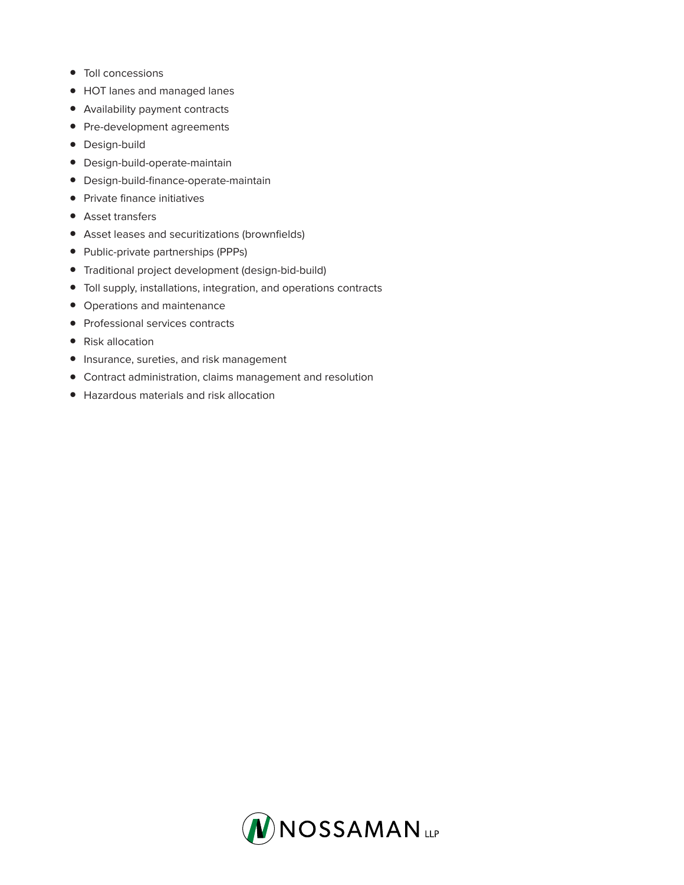- Toll concessions
- HOT lanes and managed lanes
- Availability payment contracts
- Pre-development agreements
- Design-build
- Design-build-operate-maintain
- Design-build-finance-operate-maintain
- Private finance initiatives
- Asset transfers
- Asset leases and securitizations (brownfields)
- Public-private partnerships (PPPs)
- Traditional project development (design-bid-build)
- Toll supply, installations, integration, and operations contracts
- Operations and maintenance
- Professional services contracts
- Risk allocation
- Insurance, sureties, and risk management
- Contract administration, claims management and resolution
- Hazardous materials and risk allocation